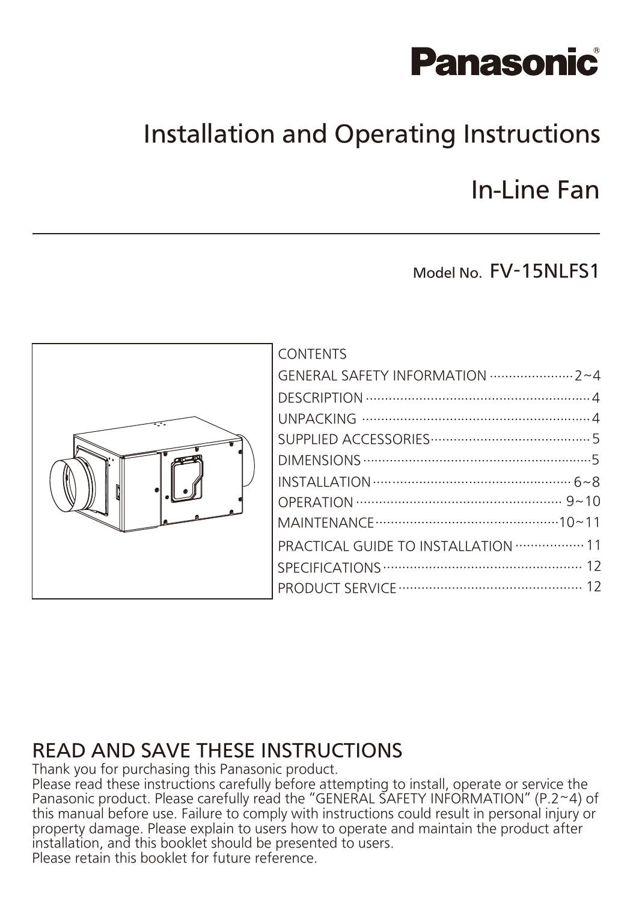**Panasonic®**

# Installation and Operating Instructions

# In-Line Fan

Model No. FV-15NLFS1

| CONTENTS | |
|---|---|
| GENERAL SAFETY INFORMATION | 2~4 |
| DESCRIPTION | 4 |
| UNPACKING | 4 |
| SUPPLIED ACCESSORIES | 5 |
| DIMENSIONS | 5 |
| INSTALLATION | 6~8 |
| OPERATION | 9~10 |
| MAINTENANCE | 10~11 |
| PRACTICAL GUIDE TO INSTALLATION | 11 |
| SPECIFICATIONS | 12 |
| PRODUCT SERVICE | 12 |

## READ AND SAVE THESE INSTRUCTIONS

Thank you for purchasing this Panasonic product.
Please read these instructions carefully before attempting to install, operate or service the Panasonic product. Please carefully read the "GENERAL SAFETY INFORMATION" (P.2~4) of this manual before use. Failure to comply with instructions could result in personal injury or property damage. Please explain to users how to operate and maintain the product after installation, and this booklet should be presented to users.
Please retain this booklet for future reference.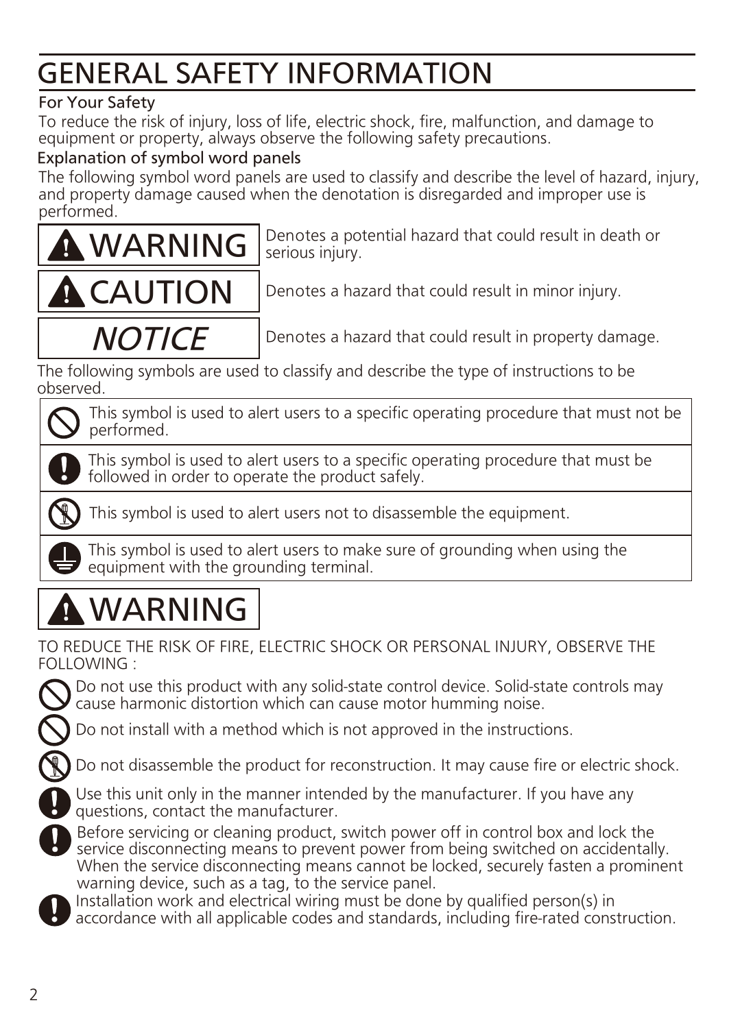# GENERAL SAFETY INFORMATION

**For Your Safety**

To reduce the risk of injury, loss of life, electric shock, fire, malfunction, and damage to equipment or property, always observe the following safety precautions.

**Explanation of symbol word panels**

The following symbol word panels are used to classify and describe the level of hazard, injury, and property damage caused when the denotation is disregarded and improper use is performed.

| | |
|---|---|
| ⚠ WARNING | Denotes a potential hazard that could result in death or serious injury. |
| ⚠ CAUTION | Denotes a hazard that could result in minor injury. |
| *NOTICE* | Denotes a hazard that could result in property damage. |

The following symbols are used to classify and describe the type of instructions to be observed.

| | |
|---|---|
| 🛇 | This symbol is used to alert users to a specific operating procedure that must not be performed. |
| ❗ | This symbol is used to alert users to a specific operating procedure that must be followed in order to operate the product safely. |
| 🛇 | This symbol is used to alert users not to disassemble the equipment. |
| ⏚ | This symbol is used to alert users to make sure of grounding when using the equipment with the grounding terminal. |

## ⚠ WARNING

TO REDUCE THE RISK OF FIRE, ELECTRIC SHOCK OR PERSONAL INJURY, OBSERVE THE FOLLOWING :

- 🛇 Do not use this product with any solid-state control device. Solid-state controls may cause harmonic distortion which can cause motor humming noise.
- 🛇 Do not install with a method which is not approved in the instructions.
- 🛇 Do not disassemble the product for reconstruction. It may cause fire or electric shock.
- ❗ Use this unit only in the manner intended by the manufacturer. If you have any questions, contact the manufacturer.
- ❗ Before servicing or cleaning product, switch power off in control box and lock the service disconnecting means to prevent power from being switched on accidentally. When the service disconnecting means cannot be locked, securely fasten a prominent warning device, such as a tag, to the service panel.
- ❗ Installation work and electrical wiring must be done by qualified person(s) in accordance with all applicable codes and standards, including fire-rated construction.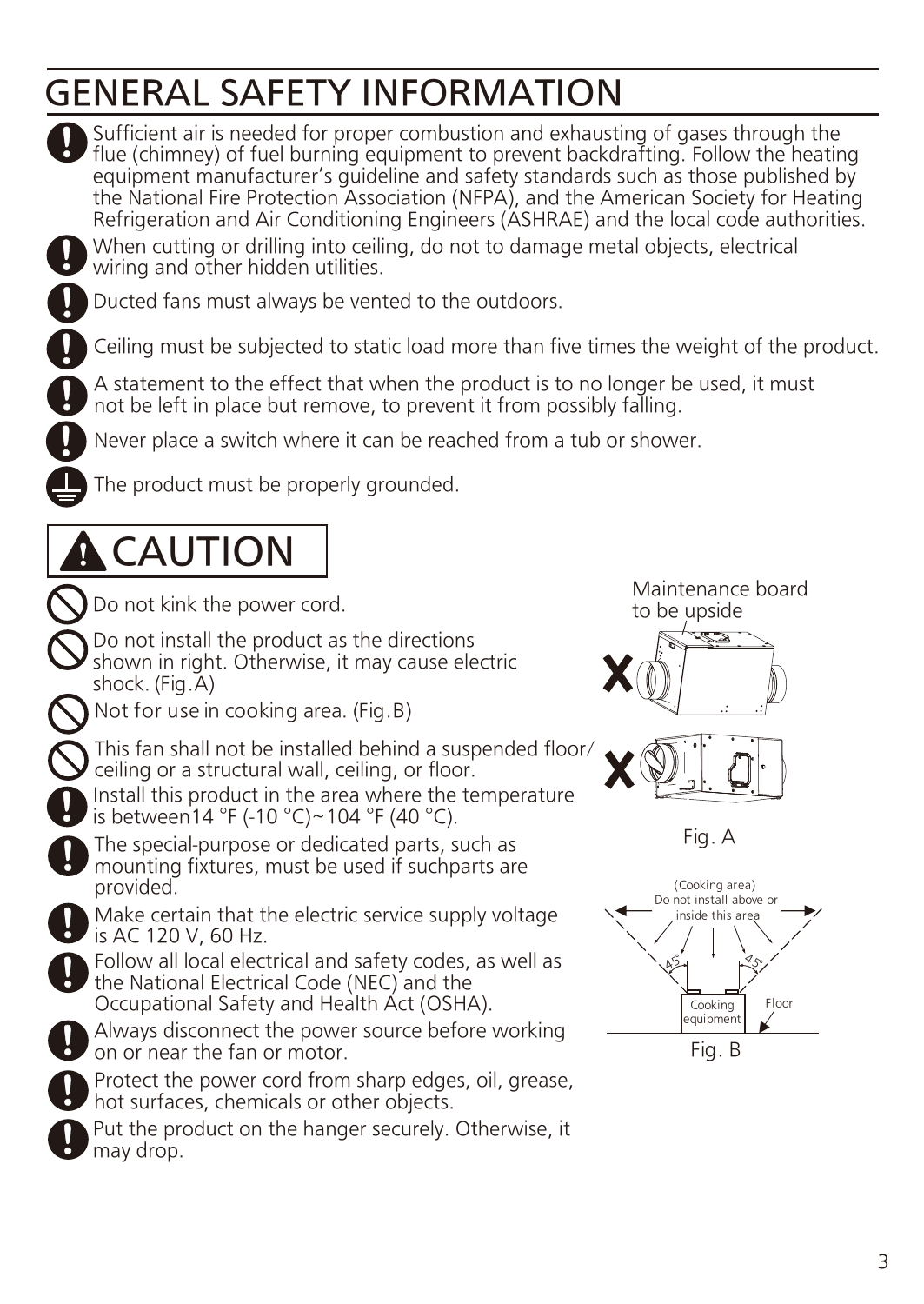# GENERAL SAFETY INFORMATION

- Sufficient air is needed for proper combustion and exhausting of gases through the flue (chimney) of fuel burning equipment to prevent backdrafting. Follow the heating equipment manufacturer's guideline and safety standards such as those published by the National Fire Protection Association (NFPA), and the American Society for Heating Refrigeration and Air Conditioning Engineers (ASHRAE) and the local code authorities.
- When cutting or drilling into ceiling, do not to damage metal objects, electrical wiring and other hidden utilities.
- Ducted fans must always be vented to the outdoors.
- Ceiling must be subjected to static load more than five times the weight of the product.
- A statement to the effect that when the product is to no longer be used, it must not be left in place but remove, to prevent it from possibly falling.
- Never place a switch where it can be reached from a tub or shower.
- The product must be properly grounded.

## CAUTION

- Do not kink the power cord.
- Do not install the product as the directions shown in right. Otherwise, it may cause electric shock. (Fig.A)
- Not for use in cooking area. (Fig.B)
- This fan shall not be installed behind a suspended floor/ceiling or a structural wall, ceiling, or floor.
- Install this product in the area where the temperature is between14 °F (-10 °C)~104 °F (40 °C).
- The special-purpose or dedicated parts, such as mounting fixtures, must be used if suchparts are provided.
- Make certain that the electric service supply voltage is AC 120 V, 60 Hz.
- Follow all local electrical and safety codes, as well as the National Electrical Code (NEC) and the Occupational Safety and Health Act (OSHA).
- Always disconnect the power source before working on or near the fan or motor.
- Protect the power cord from sharp edges, oil, grease, hot surfaces, chemicals or other objects.
- Put the product on the hanger securely. Otherwise, it may drop.

Maintenance board to be upside

Fig. A

(Cooking area) Do not install above or inside this area

45° 45°

Cooking equipment

Floor

Fig. B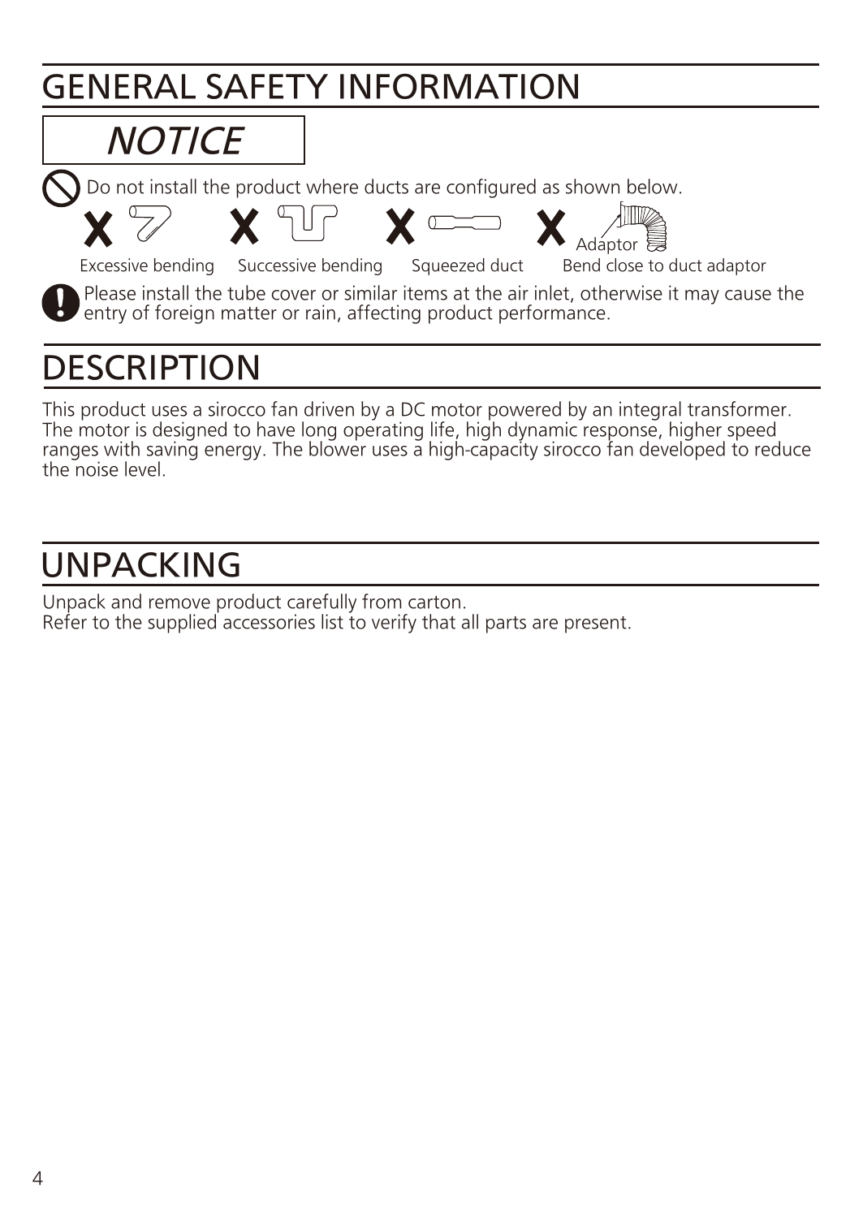# GENERAL SAFETY INFORMATION

## *NOTICE*

Do not install the product where ducts are configured as shown below.

Adaptor

Excessive bending    Successive bending    Squeezed duct    Bend close to duct adaptor

Please install the tube cover or similar items at the air inlet, otherwise it may cause the entry of foreign matter or rain, affecting product performance.

# DESCRIPTION

This product uses a sirocco fan driven by a DC motor powered by an integral transformer. The motor is designed to have long operating life, high dynamic response, higher speed ranges with saving energy. The blower uses a high-capacity sirocco fan developed to reduce the noise level.

# UNPACKING

Unpack and remove product carefully from carton.
Refer to the supplied accessories list to verify that all parts are present.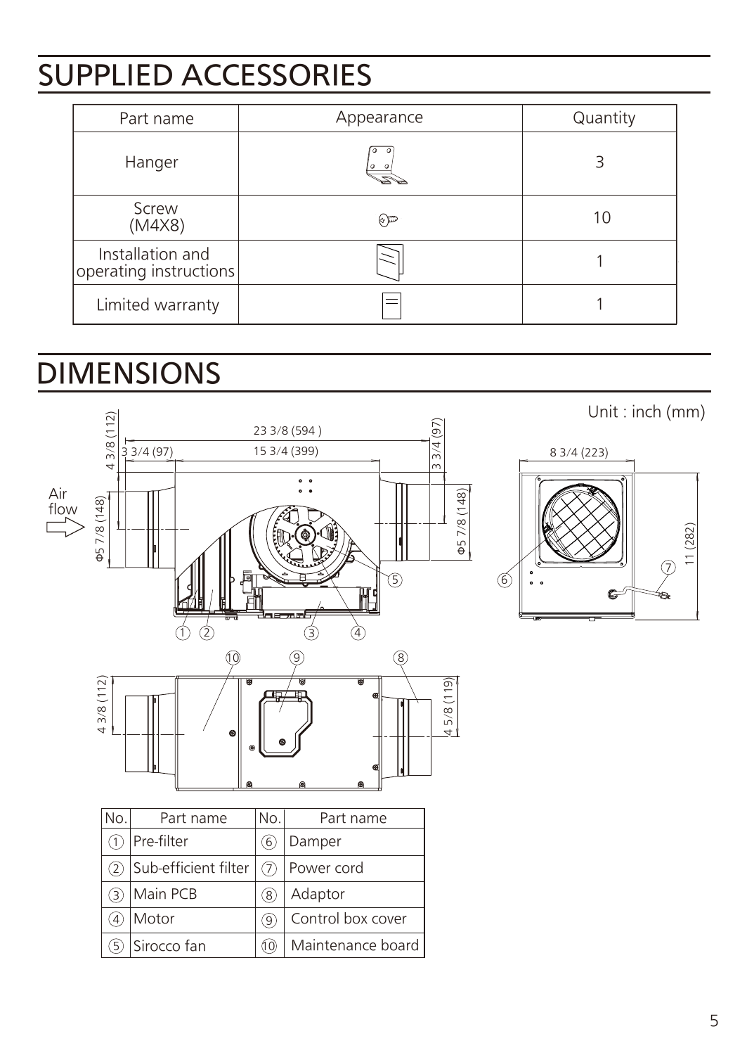# SUPPLIED ACCESSORIES

| Part name | Appearance | Quantity |
|---|---|---|
| Hanger | | 3 |
| Screw (M4X8) | | 10 |
| Installation and operating instructions | | 1 |
| Limited warranty | | 1 |

# DIMENSIONS

Unit : inch (mm)

23 3/8 (594)

3 3/4 (97)

15 3/4 (399)

3 3/4 (97)

4 3/8 (112)

Φ5 7/8 (148)

Φ5 7/8 (148)

8 3/4 (223)

11 (282)

4 3/8 (112)

4 5/8 (119)

Air flow

| No. | Part name | No. | Part name |
|---|---|---|---|
| ① | Pre-filter | ⑥ | Damper |
| ② | Sub-efficient filter | ⑦ | Power cord |
| ③ | Main PCB | ⑧ | Adaptor |
| ④ | Motor | ⑨ | Control box cover |
| ⑤ | Sirocco fan | ⑩ | Maintenance board |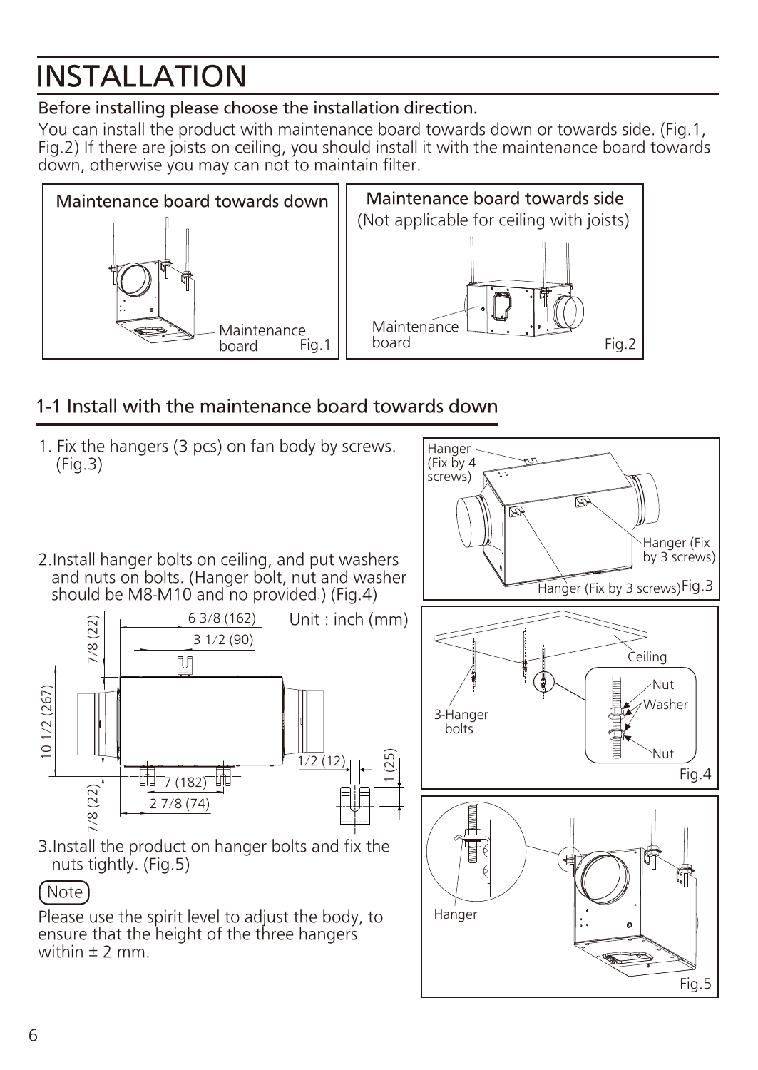# INSTALLATION

**Before installing please choose the installation direction.**

You can install the product with maintenance board towards down or towards side. (Fig.1, Fig.2) If there are joists on ceiling, you should install it with the maintenance board towards down, otherwise you may can not to maintain filter.

Maintenance board towards down

Maintenance board

Fig.1

Maintenance board towards side
(Not applicable for ceiling with joists)

Maintenance board

Fig.2

## 1-1 Install with the maintenance board towards down

1. Fix the hangers (3 pcs) on fan body by screws. (Fig.3)

2. Install hanger bolts on ceiling, and put washers and nuts on bolts. (Hanger bolt, nut and washer should be M8-M10 and no provided.) (Fig.4)

Unit : inch (mm)

6 3/8 (162), 3 1/2 (90), 7/8 (22), 10 1/2 (267), 7/8 (22), 7 (182), 2 7/8 (74), 1/2 (12), 1 (25)

3. Install the product on hanger bolts and fix the nuts tightly. (Fig.5)

Note

Please use the spirit level to adjust the body, to ensure that the height of the three hangers within ± 2 mm.

Hanger (Fix by 4 screws)
Hanger (Fix by 3 screws)
Hanger (Fix by 3 screws)
Fig.3

Ceiling
3-Hanger bolts
Nut
Washer
Nut
Fig.4

Hanger
Fig.5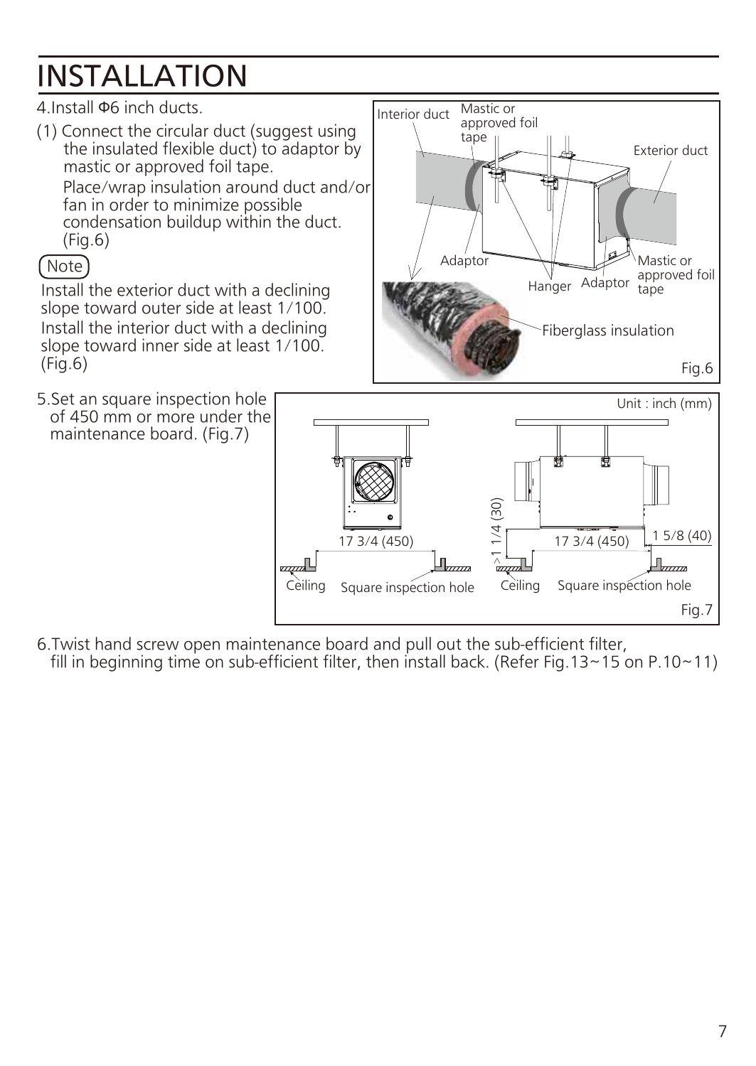# INSTALLATION

4.Install Φ6 inch ducts.

(1) Connect the circular duct (suggest using the insulated flexible duct) to adaptor by mastic or approved foil tape.
Place/wrap insulation around duct and/or fan in order to minimize possible condensation buildup within the duct. (Fig.6)

Note

Install the exterior duct with a declining slope toward outer side at least 1/100.
Install the interior duct with a declining slope toward inner side at least 1/100. (Fig.6)

Interior duct, Mastic or approved foil tape, Exterior duct, Adaptor, Hanger, Adaptor, Mastic or approved foil tape, Fiberglass insulation

Fig.6

5.Set an square inspection hole of 450 mm or more under the maintenance board. (Fig.7)

Unit : inch (mm)

17 3/4 (450), Ceiling, Square inspection hole, >1 1/4 (30), 17 3/4 (450), 1 5/8 (40), Ceiling, Square inspection hole

Fig.7

6.Twist hand screw open maintenance board and pull out the sub-efficient filter, fill in beginning time on sub-efficient filter, then install back. (Refer Fig.13~15 on P.10~11)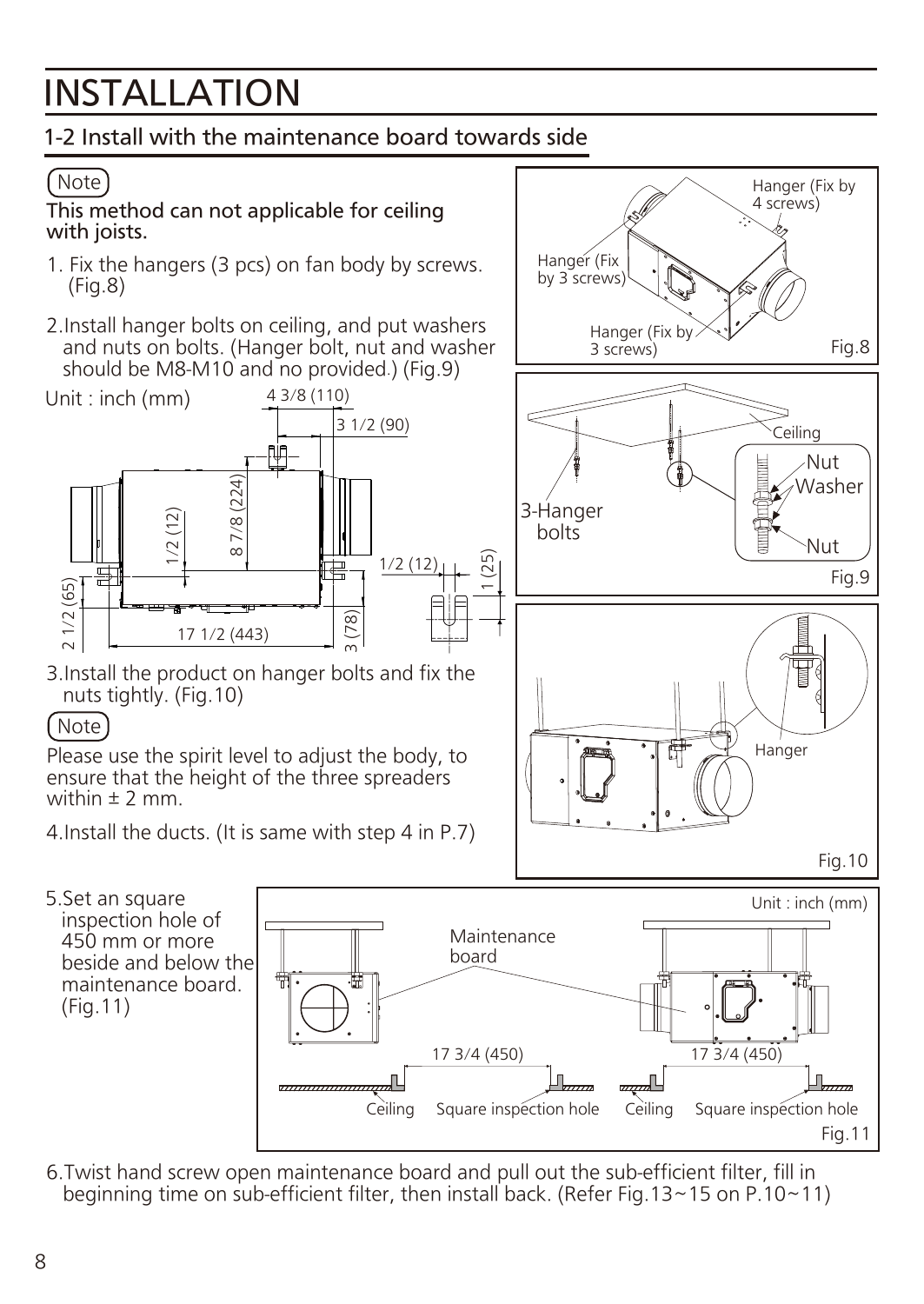# INSTALLATION

## 1-2 Install with the maintenance board towards side

**Note**

This method can not applicable for ceiling with joists.

1. Fix the hangers (3 pcs) on fan body by screws. (Fig.8)

2. Install hanger bolts on ceiling, and put washers and nuts on bolts. (Hanger bolt, nut and washer should be M8-M10 and no provided.) (Fig.9)

Unit : inch (mm)

4 3/8 (110)
3 1/2 (90)
8 7/8 (224)
1/2 (12)
1/2 (12)
1 (25)
2 1/2 (65)
17 1/2 (443)
3 (78)

Hanger (Fix by 4 screws)
Hanger (Fix by 3 screws)
Hanger (Fix by 3 screws)

Fig.8

Ceiling
Nut
Washer
Nut
3-Hanger bolts

Fig.9

3. Install the product on hanger bolts and fix the nuts tightly. (Fig.10)

**Note**

Please use the spirit level to adjust the body, to ensure that the height of the three spreaders within ± 2 mm.

Hanger

Fig.10

4. Install the ducts. (It is same with step 4 in P.7)

5. Set an square inspection hole of 450 mm or more beside and below the maintenance board. (Fig.11)

Unit : inch (mm)

Maintenance board
17 3/4 (450)
17 3/4 (450)
Ceiling
Square inspection hole
Ceiling
Square inspection hole

Fig.11

6. Twist hand screw open maintenance board and pull out the sub-efficient filter, fill in beginning time on sub-efficient filter, then install back. (Refer Fig.13~15 on P.10~11)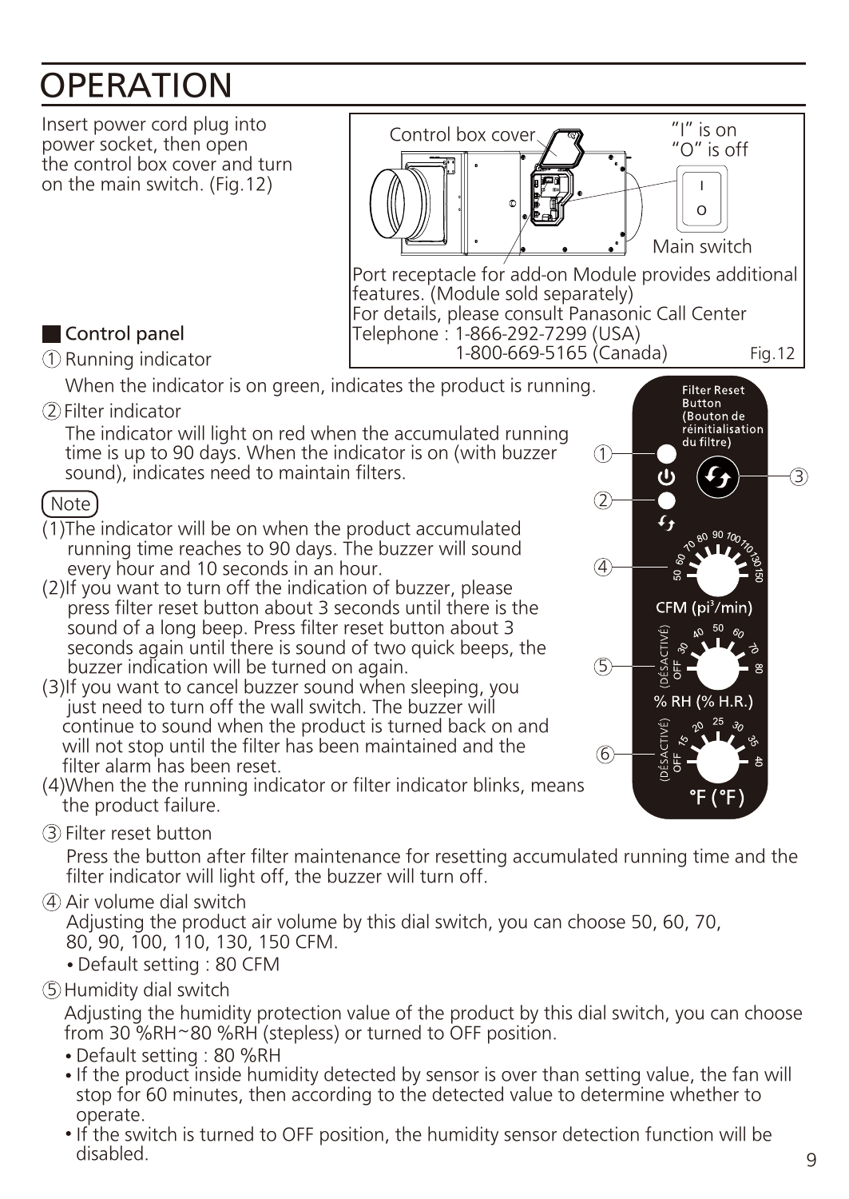# OPERATION

Insert power cord plug into power socket, then open the control box cover and turn on the main switch. (Fig.12)

Control box cover

"I" is on
"O" is off

Main switch

Port receptacle for add-on Module provides additional features. (Module sold separately)
For details, please consult Panasonic Call Center
Telephone : 1-866-292-7299 (USA)
1-800-669-5165 (Canada)

Fig.12

## Control panel

① Running indicator

When the indicator is on green, indicates the product is running.

② Filter indicator

The indicator will light on red when the accumulated running time is up to 90 days. When the indicator is on (with buzzer sound), indicates need to maintain filters.

**Note**

(1)The indicator will be on when the product accumulated running time reaches to 90 days. The buzzer will sound every hour and 10 seconds in an hour.
(2)If you want to turn off the indication of buzzer, please press filter reset button about 3 seconds until there is the sound of a long beep. Press filter reset button about 3 seconds again until there is sound of two quick beeps, the buzzer indication will be turned on again.
(3)If you want to cancel buzzer sound when sleeping, you just need to turn off the wall switch. The buzzer will continue to sound when the product is turned back on and will not stop until the filter has been maintained and the filter alarm has been reset.
(4)When the the running indicator or filter indicator blinks, means the product failure.

Filter Reset Button (Bouton de réinitialisation du filtre)

CFM (pi³/min)

% RH (% H.R.)

°F (°F)

③ Filter reset button

Press the button after filter maintenance for resetting accumulated running time and the filter indicator will light off, the buzzer will turn off.

④ Air volume dial switch

Adjusting the product air volume by this dial switch, you can choose 50, 60, 70, 80, 90, 100, 110, 130, 150 CFM.

- Default setting : 80 CFM

⑤ Humidity dial switch

Adjusting the humidity protection value of the product by this dial switch, you can choose from 30 %RH~80 %RH (stepless) or turned to OFF position.

- Default setting : 80 %RH
- If the product inside humidity detected by sensor is over than setting value, the fan will stop for 60 minutes, then according to the detected value to determine whether to operate.
- If the switch is turned to OFF position, the humidity sensor detection function will be disabled.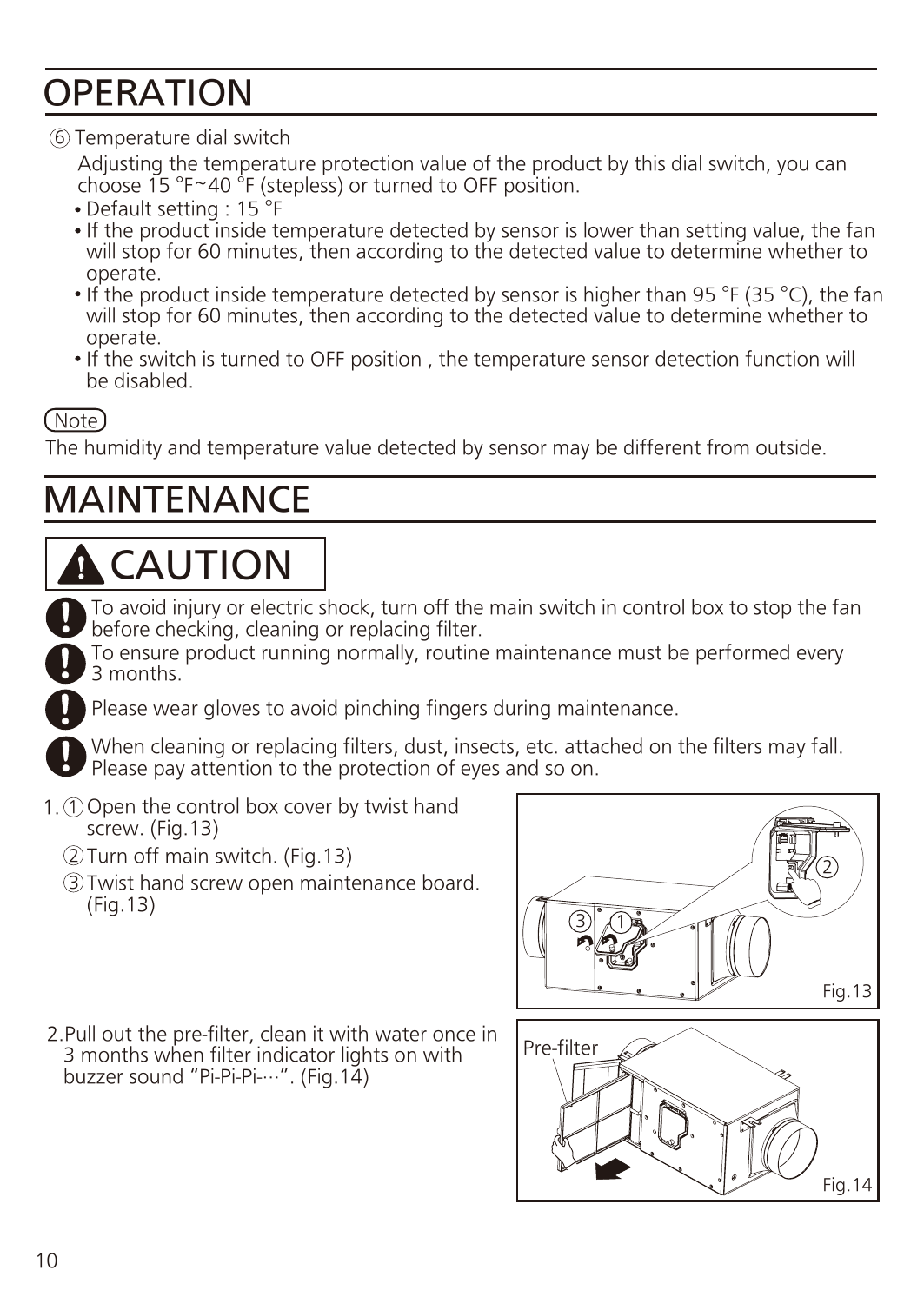# OPERATION

⑥ Temperature dial switch

Adjusting the temperature protection value of the product by this dial switch, you can choose 15 °F~40 °F (stepless) or turned to OFF position.

- Default setting : 15 °F
- If the product inside temperature detected by sensor is lower than setting value, the fan will stop for 60 minutes, then according to the detected value to determine whether to operate.
- If the product inside temperature detected by sensor is higher than 95 °F (35 °C), the fan will stop for 60 minutes, then according to the detected value to determine whether to operate.
- If the switch is turned to OFF position , the temperature sensor detection function will be disabled.

(Note)

The humidity and temperature value detected by sensor may be different from outside.

# MAINTENANCE

## CAUTION

- To avoid injury or electric shock, turn off the main switch in control box to stop the fan before checking, cleaning or replacing filter.
- To ensure product running normally, routine maintenance must be performed every 3 months.
- Please wear gloves to avoid pinching fingers during maintenance.
- When cleaning or replacing filters, dust, insects, etc. attached on the filters may fall. Please pay attention to the protection of eyes and so on.

1. ① Open the control box cover by twist hand screw. (Fig.13)
   ② Turn off main switch. (Fig.13)
   ③ Twist hand screw open maintenance board. (Fig.13)

Fig.13

2. Pull out the pre-filter, clean it with water once in 3 months when filter indicator lights on with buzzer sound "Pi-Pi-Pi-…". (Fig.14)

Pre-filter

Fig.14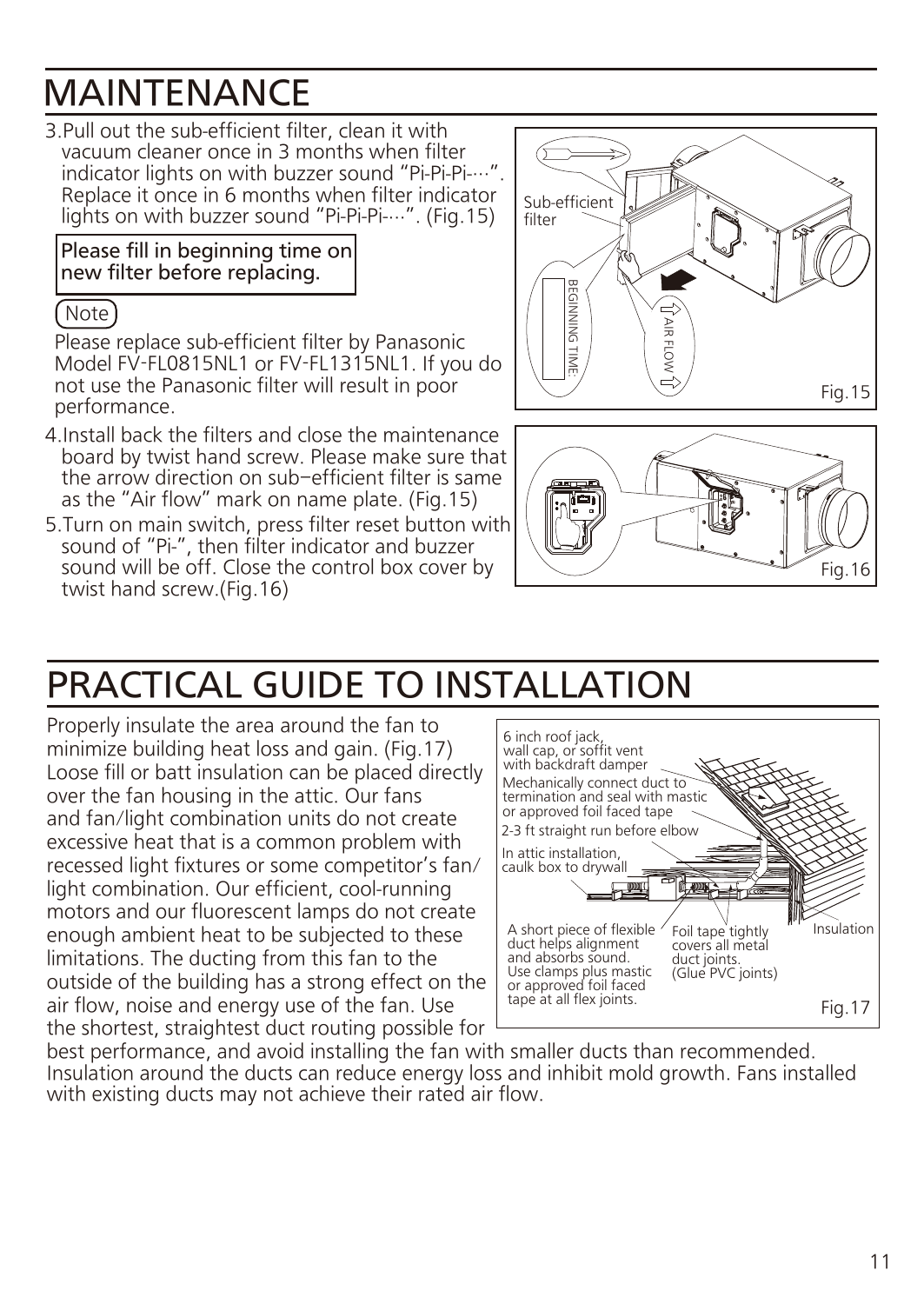# MAINTENANCE

3. Pull out the sub-efficient filter, clean it with vacuum cleaner once in 3 months when filter indicator lights on with buzzer sound "Pi-Pi-Pi-…". Replace it once in 6 months when filter indicator lights on with buzzer sound "Pi-Pi-Pi-…". (Fig.15)

   **Please fill in beginning time on new filter before replacing.**

   Note

   Please replace sub-efficient filter by Panasonic Model FV-FL0815NL1 or FV-FL1315NL1. If you do not use the Panasonic filter will result in poor performance.

4. Install back the filters and close the maintenance board by twist hand screw. Please make sure that the arrow direction on sub–efficient filter is same as the "Air flow" mark on name plate. (Fig.15)
5. Turn on main switch, press filter reset button with sound of "Pi-", then filter indicator and buzzer sound will be off. Close the control box cover by twist hand screw.(Fig.16)

Sub-efficient filter

BEGINNING TIME:

AIR FLOW

Fig.15

Fig.16

# PRACTICAL GUIDE TO INSTALLATION

Properly insulate the area around the fan to minimize building heat loss and gain. (Fig.17) Loose fill or batt insulation can be placed directly over the fan housing in the attic. Our fans and fan/light combination units do not create excessive heat that is a common problem with recessed light fixtures or some competitor's fan/light combination. Our efficient, cool-running motors and our fluorescent lamps do not create enough ambient heat to be subjected to these limitations. The ducting from this fan to the outside of the building has a strong effect on the air flow, noise and energy use of the fan. Use the shortest, straightest duct routing possible for best performance, and avoid installing the fan with smaller ducts than recommended. Insulation around the ducts can reduce energy loss and inhibit mold growth. Fans installed with existing ducts may not achieve their rated air flow.

6 inch roof jack, wall cap, or soffit vent with backdraft damper

Mechanically connect duct to termination and seal with mastic or approved foil faced tape

2-3 ft straight run before elbow

In attic installation, caulk box to drywall

A short piece of flexible duct helps alignment and absorbs sound. Use clamps plus mastic or approved foil faced tape at all flex joints.

Foil tape tightly covers all metal duct joints. (Glue PVC joints)

Insulation

Fig.17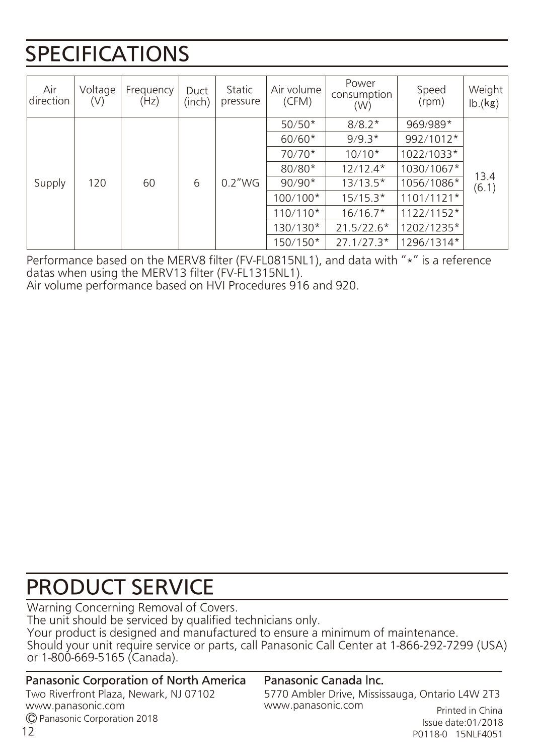# SPECIFICATIONS

| Air direction | Voltage (V) | Frequency (Hz) | Duct (inch) | Static pressure | Air volume (CFM) | Power consumption (W) | Speed (rpm) | Weight lb.(kg) |
|---|---|---|---|---|---|---|---|---|
| Supply | 120 | 60 | 6 | 0.2"WG | 50/50* | 8/8.2* | 969/989* | 13.4 (6.1) |
| | | | | | 60/60* | 9/9.3* | 992/1012* | |
| | | | | | 70/70* | 10/10* | 1022/1033* | |
| | | | | | 80/80* | 12/12.4* | 1030/1067* | |
| | | | | | 90/90* | 13/13.5* | 1056/1086* | |
| | | | | | 100/100* | 15/15.3* | 1101/1121* | |
| | | | | | 110/110* | 16/16.7* | 1122/1152* | |
| | | | | | 130/130* | 21.5/22.6* | 1202/1235* | |
| | | | | | 150/150* | 27.1/27.3* | 1296/1314* | |

Performance based on the MERV8 filter (FV-FL0815NL1), and data with "*" is a reference datas when using the MERV13 filter (FV-FL1315NL1).
Air volume performance based on HVI Procedures 916 and 920.

# PRODUCT SERVICE

Warning Concerning Removal of Covers.
The unit should be serviced by qualified technicians only.
Your product is designed and manufactured to ensure a minimum of maintenance.
Should your unit require service or parts, call Panasonic Call Center at 1-866-292-7299 (USA) or 1-800-669-5165 (Canada).

**Panasonic Corporation of North America**
Two Riverfront Plaza, Newark, NJ 07102
www.panasonic.com
© Panasonic Corporation 2018

**Panasonic Canada Inc.**
5770 Ambler Drive, Mississauga, Ontario L4W 2T3
www.panasonic.com

Printed in China
Issue date:01/2018
P0118-0 15NLF4051